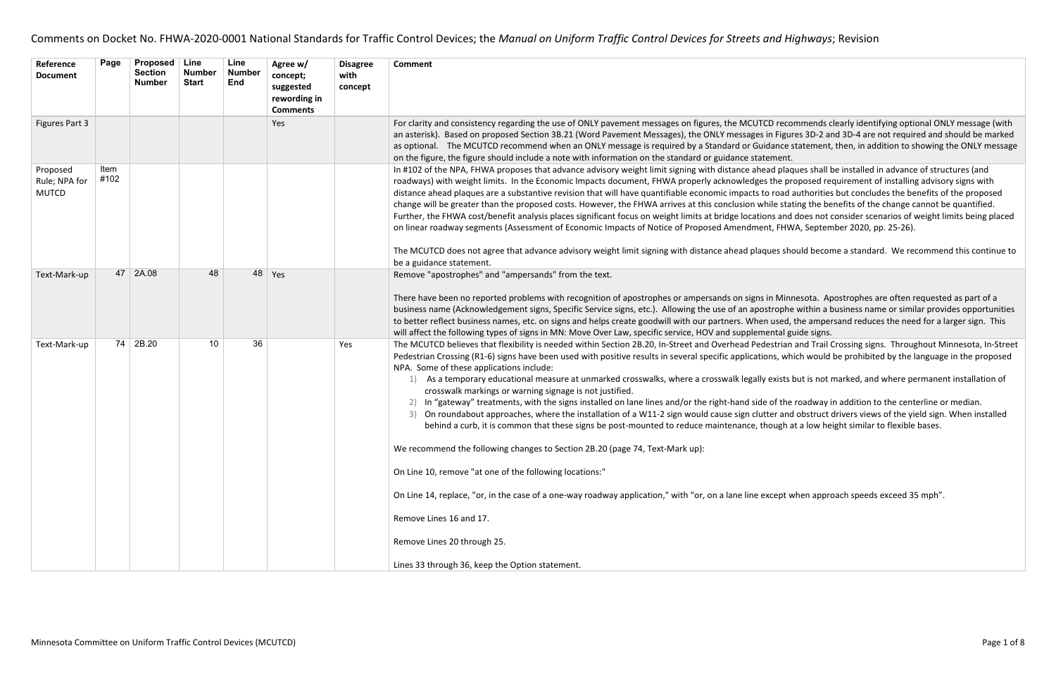# Comments on Docket No. FHWA-2020-0001 National Standards for Traffic Control Devices; the *Manual on Uniform Traffic Control Devices for Streets and Highways*; Revision

| Reference Document | Page | Proposed Section Number | Line Number Start | Line Number End | Agree w/ concept; suggested rewording in Comments | Disagree with concept | Comment |
|---|---|---|---|---|---|---|---|
| Figures Part 3 | | | | | Yes | | For clarity and consistency regarding the use of ONLY pavement messages on figures, the MCUTCD recommends clearly identifying optional ONLY message (with an asterisk). Based on proposed Section 3B.21 (Word Pavement Messages), the ONLY messages in Figures 3D-2 and 3D-4 are not required and should be marked as optional. The MCUTCD recommend when an ONLY message is required by a Standard or Guidance statement, then, in addition to showing the ONLY message on the figure, the figure should include a note with information on the standard or guidance statement. |
| Proposed Rule; NPA for MUTCD | Item #102 | | | | | | In #102 of the NPA, FHWA proposes that advance advisory weight limit signing with distance ahead plaques shall be installed in advance of structures (and roadways) with weight limits. In the Economic Impacts document, FHWA properly acknowledges the proposed requirement of installing advisory signs with distance ahead plaques are a substantive revision that will have quantifiable economic impacts to road authorities but concludes the benefits of the proposed change will be greater than the proposed costs. However, the FHWA arrives at this conclusion while stating the benefits of the change cannot be quantified. Further, the FHWA cost/benefit analysis places significant focus on weight limits at bridge locations and does not consider scenarios of weight limits being placed on linear roadway segments (Assessment of Economic Impacts of Notice of Proposed Amendment, FHWA, September 2020, pp. 25-26).<br><br>The MCUTCD does not agree that advance advisory weight limit signing with distance ahead plaques should become a standard. We recommend this continue to be a guidance statement. |
| Text-Mark-up | 47 | 2A.08 | 48 | 48 | Yes | | Remove "apostrophes" and "ampersands" from the text.<br><br>There have been no reported problems with recognition of apostrophes or ampersands on signs in Minnesota. Apostrophes are often requested as part of a business name (Acknowledgement signs, Specific Service signs, etc.). Allowing the use of an apostrophe within a business name or similar provides opportunities to better reflect business names, etc. on signs and helps create goodwill with our partners. When used, the ampersand reduces the need for a larger sign. This will affect the following types of signs in MN: Move Over Law, specific service, HOV and supplemental guide signs. |
| Text-Mark-up | 74 | 2B.20 | 10 | 36 | | Yes | The MCUTCD believes that flexibility is needed within Section 2B.20, In-Street and Overhead Pedestrian and Trail Crossing signs. Throughout Minnesota, In-Street Pedestrian Crossing (R1-6) signs have been used with positive results in several specific applications, which would be prohibited by the language in the proposed NPA. Some of these applications include:<br>1) As a temporary educational measure at unmarked crosswalks, where a crosswalk legally exists but is not marked, and where permanent installation of crosswalk markings or warning signage is not justified.<br>2) In "gateway" treatments, with the signs installed on lane lines and/or the right-hand side of the roadway in addition to the centerline or median.<br>3) On roundabout approaches, where the installation of a W11-2 sign would cause sign clutter and obstruct drivers views of the yield sign. When installed behind a curb, it is common that these signs be post-mounted to reduce maintenance, though at a low height similar to flexible bases.<br><br>We recommend the following changes to Section 2B.20 (page 74, Text-Mark up):<br><br>On Line 10, remove "at one of the following locations:"<br><br>On Line 14, replace, "or, in the case of a one-way roadway application," with "or, on a lane line except when approach speeds exceed 35 mph".<br><br>Remove Lines 16 and 17.<br><br>Remove Lines 20 through 25.<br><br>Lines 33 through 36, keep the Option statement. |

Minnesota Committee on Uniform Traffic Control Devices (MCUTCD)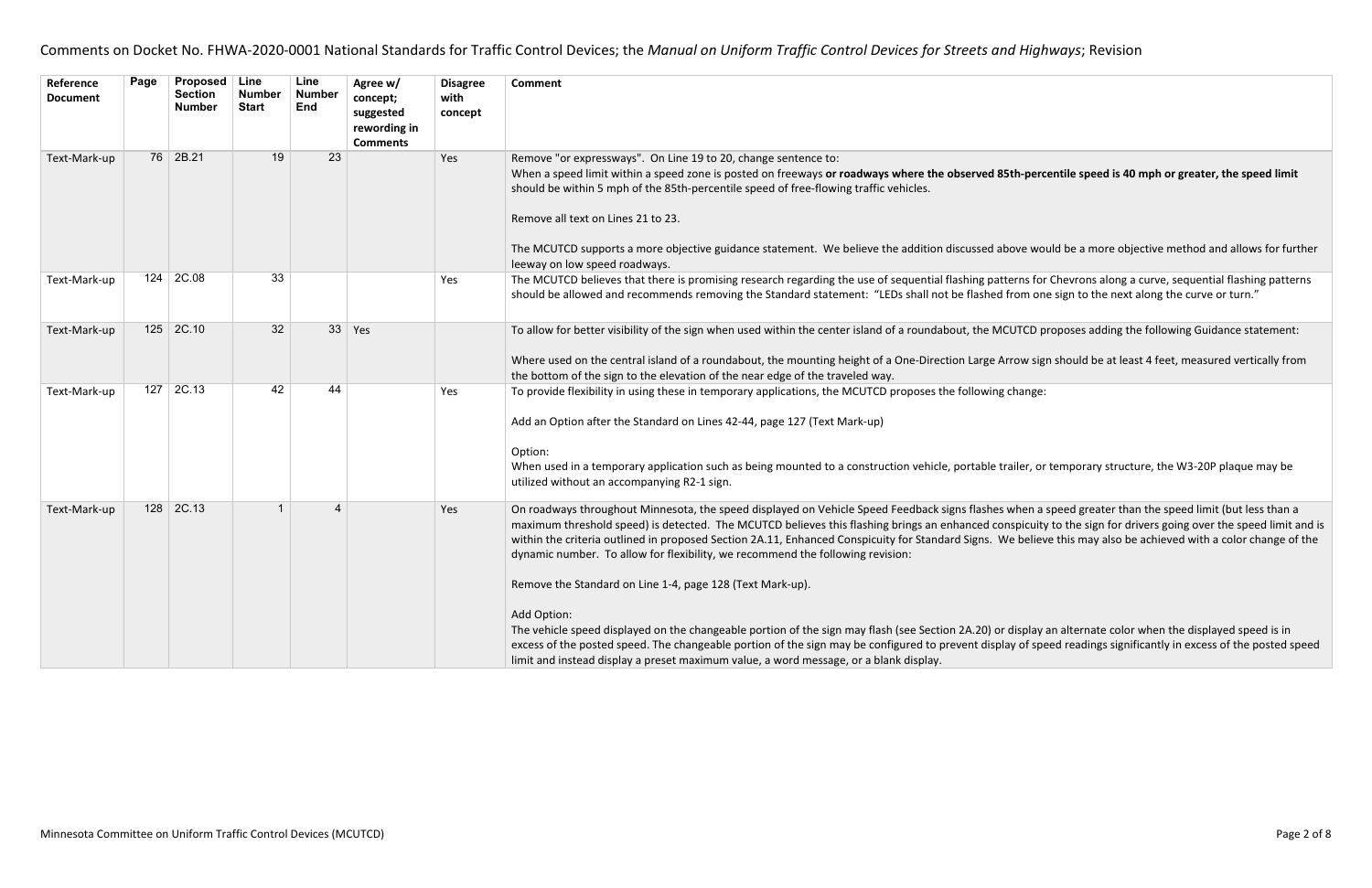Comments on Docket No. FHWA-2020-0001 National Standards for Traffic Control Devices; the *Manual on Uniform Traffic Control Devices for Streets and Highways*; Revision

| Reference Document | Page | Proposed Section Number | Line Number Start | Line Number End | Agree w/ concept; suggested rewording in Comments | Disagree with concept | Comment |
|---|---|---|---|---|---|---|---|
| Text-Mark-up | 76 | 2B.21 | 19 | 23 | | Yes | Remove "or expressways". On Line 19 to 20, change sentence to:<br>When a speed limit within a speed zone is posted on freeways **or roadways where the observed 85th-percentile speed is 40 mph or greater, the speed limit** should be within 5 mph of the 85th-percentile speed of free-flowing traffic vehicles.<br><br>Remove all text on Lines 21 to 23.<br><br>The MCUTCD supports a more objective guidance statement. We believe the addition discussed above would be a more objective method and allows for further leeway on low speed roadways. |
| Text-Mark-up | 124 | 2C.08 | 33 | | | Yes | The MCUTCD believes that there is promising research regarding the use of sequential flashing patterns for Chevrons along a curve, sequential flashing patterns should be allowed and recommends removing the Standard statement: "LEDs shall not be flashed from one sign to the next along the curve or turn." |
| Text-Mark-up | 125 | 2C.10 | 32 | 33 | Yes | | To allow for better visibility of the sign when used within the center island of a roundabout, the MCUTCD proposes adding the following Guidance statement:<br><br>Where used on the central island of a roundabout, the mounting height of a One-Direction Large Arrow sign should be at least 4 feet, measured vertically from the bottom of the sign to the elevation of the near edge of the traveled way. |
| Text-Mark-up | 127 | 2C.13 | 42 | 44 | | Yes | To provide flexibility in using these in temporary applications, the MCUTCD proposes the following change:<br><br>Add an Option after the Standard on Lines 42-44, page 127 (Text Mark-up)<br><br>Option:<br>When used in a temporary application such as being mounted to a construction vehicle, portable trailer, or temporary structure, the W3-20P plaque may be utilized without an accompanying R2-1 sign. |
| Text-Mark-up | 128 | 2C.13 | 1 | 4 | | Yes | On roadways throughout Minnesota, the speed displayed on Vehicle Speed Feedback signs flashes when a speed greater than the speed limit (but less than a maximum threshold speed) is detected. The MCUTCD believes this flashing brings an enhanced conspicuity to the sign for drivers going over the speed limit and is within the criteria outlined in proposed Section 2A.11, Enhanced Conspicuity for Standard Signs. We believe this may also be achieved with a color change of the dynamic number. To allow for flexibility, we recommend the following revision:<br><br>Remove the Standard on Line 1-4, page 128 (Text Mark-up).<br><br>Add Option:<br>The vehicle speed displayed on the changeable portion of the sign may flash (see Section 2A.20) or display an alternate color when the displayed speed is in excess of the posted speed. The changeable portion of the sign may be configured to prevent display of speed readings significantly in excess of the posted speed limit and instead display a preset maximum value, a word message, or a blank display. |

Minnesota Committee on Uniform Traffic Control Devices (MCUTCD)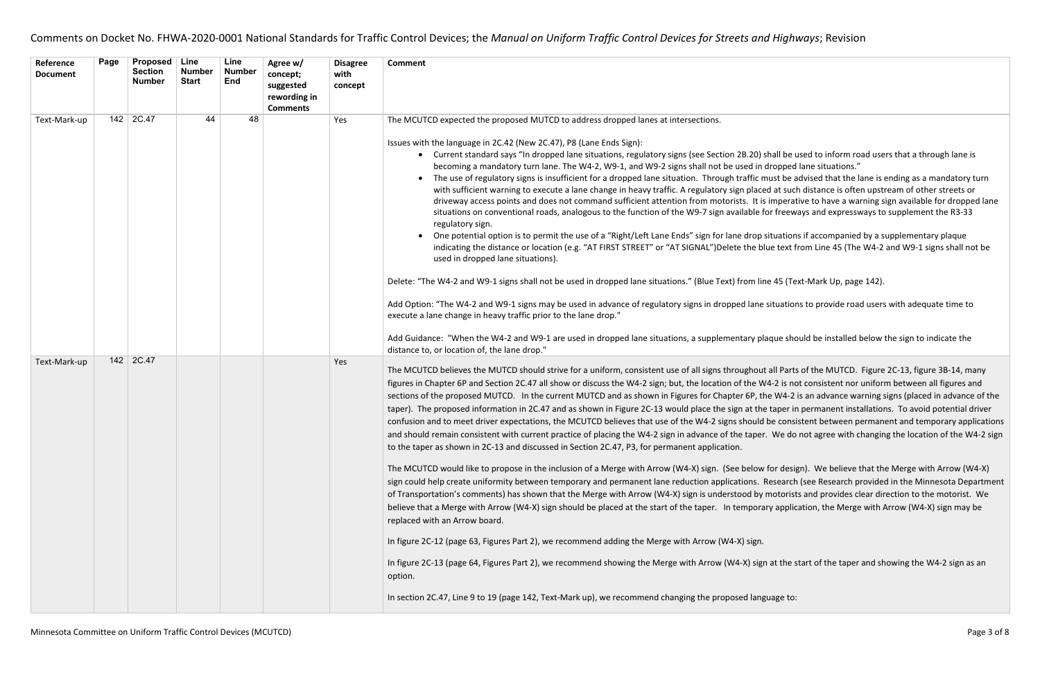# Comments on Docket No. FHWA-2020-0001 National Standards for Traffic Control Devices; the *Manual on Uniform Traffic Control Devices for Streets and Highways*; Revision

| Reference Document | Page | Proposed Section Number | Line Number Start | Line Number End | Agree w/ concept; suggested rewording in Comments | Disagree with concept | Comment |
|---|---|---|---|---|---|---|---|
| Text-Mark-up | 142 | 2C.47 | 44 | 48 | | Yes | The MCUTCD expected the proposed MUTCD to address dropped lanes at intersections.<br><br>Issues with the language in 2C.42 (New 2C.47), P8 (Lane Ends Sign):<br>• Current standard says "In dropped lane situations, regulatory signs (see Section 2B.20) shall be used to inform road users that a through lane is becoming a mandatory turn lane. The W4-2, W9-1, and W9-2 signs shall not be used in dropped lane situations."<br>• The use of regulatory signs is insufficient for a dropped lane situation. Through traffic must be advised that the lane is ending as a mandatory turn with sufficient warning to execute a lane change in heavy traffic. A regulatory sign placed at such distance is often upstream of other streets or driveway access points and does not command sufficient attention from motorists. It is imperative to have a warning sign available for dropped lane situations on conventional roads, analogous to the function of the W9-7 sign available for freeways and expressways to supplement the R3-33 regulatory sign.<br>• One potential option is to permit the use of a "Right/Left Lane Ends" sign for lane drop situations if accompanied by a supplementary plaque indicating the distance or location (e.g. "AT FIRST STREET" or "AT SIGNAL")Delete the blue text from Line 45 (The W4-2 and W9-1 signs shall not be used in dropped lane situations).<br><br>Delete: "The W4-2 and W9-1 signs shall not be used in dropped lane situations." (Blue Text) from line 45 (Text-Mark Up, page 142).<br><br>Add Option: "The W4-2 and W9-1 signs may be used in advance of regulatory signs in dropped lane situations to provide road users with adequate time to execute a lane change in heavy traffic prior to the lane drop."<br><br>Add Guidance: "When the W4-2 and W9-1 are used in dropped lane situations, a supplementary plaque should be installed below the sign to indicate the distance to, or location of, the lane drop." |
| Text-Mark-up | 142 | 2C.47 | | | | Yes | The MCUTCD believes the MUTCD should strive for a uniform, consistent use of all signs throughout all Parts of the MUTCD. Figure 2C-13, figure 3B-14, many figures in Chapter 6P and Section 2C.47 all show or discuss the W4-2 sign; but, the location of the W4-2 is not consistent nor uniform between all figures and sections of the proposed MUTCD. In the current MUTCD and as shown in Figures for Chapter 6P, the W4-2 is an advance warning signs (placed in advance of the taper). The proposed information in 2C.47 and as shown in Figure 2C-13 would place the sign at the taper in permanent installations. To avoid potential driver confusion and to meet driver expectations, the MCUTCD believes that use of the W4-2 signs should be consistent between permanent and temporary applications and should remain consistent with current practice of placing the W4-2 sign in advance of the taper. We do not agree with changing the location of the W4-2 sign to the taper as shown in 2C-13 and discussed in Section 2C.47, P3, for permanent application.<br><br>The MCUTCD would like to propose in the inclusion of a Merge with Arrow (W4-X) sign. (See below for design). We believe that the Merge with Arrow (W4-X) sign could help create uniformity between temporary and permanent lane reduction applications. Research (see Research provided in the Minnesota Department of Transportation's comments) has shown that the Merge with Arrow (W4-X) sign is understood by motorists and provides clear direction to the motorist. We believe that a Merge with Arrow (W4-X) sign should be placed at the start of the taper. In temporary application, the Merge with Arrow (W4-X) sign may be replaced with an Arrow board.<br><br>In figure 2C-12 (page 63, Figures Part 2), we recommend adding the Merge with Arrow (W4-X) sign.<br><br>In figure 2C-13 (page 64, Figures Part 2), we recommend showing the Merge with Arrow (W4-X) sign at the start of the taper and showing the W4-2 sign as an option.<br><br>In section 2C.47, Line 9 to 19 (page 142, Text-Mark up), we recommend changing the proposed language to: |

Minnesota Committee on Uniform Traffic Control Devices (MCUTCD)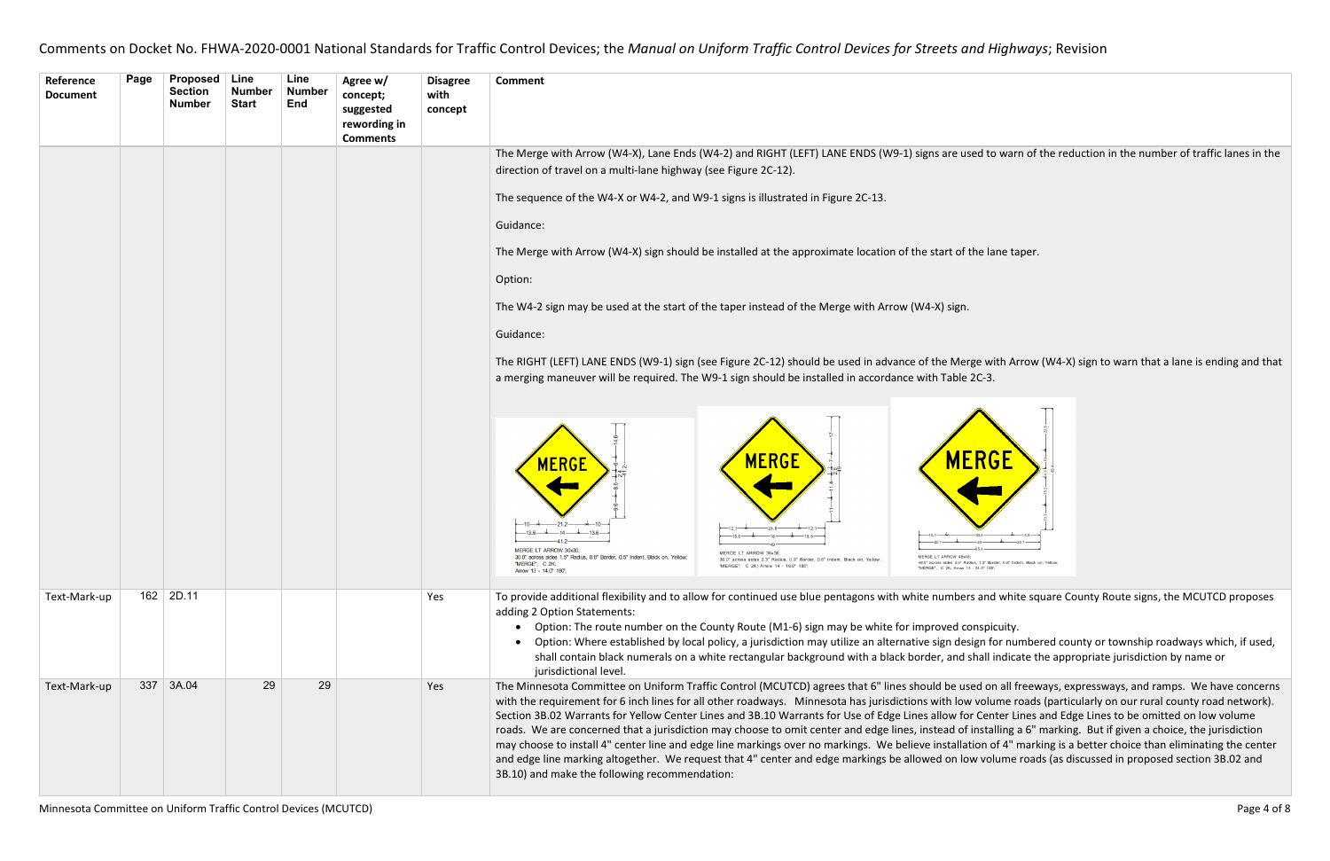Comments on Docket No. FHWA-2020-0001 National Standards for Traffic Control Devices; the *Manual on Uniform Traffic Control Devices for Streets and Highways*; Revision

| Reference Document | Page | Proposed Section Number | Line Number Start | Line Number End | Agree w/ concept; suggested rewording in Comments | Disagree with concept | Comment |
|---|---|---|---|---|---|---|---|
| | | | | | | | The Merge with Arrow (W4-X), Lane Ends (W4-2) and RIGHT (LEFT) LANE ENDS (W9-1) signs are used to warn of the reduction in the number of traffic lanes in the direction of travel on a multi-lane highway (see Figure 2C-12). <br><br> The sequence of the W4-X or W4-2, and W9-1 signs is illustrated in Figure 2C-13. <br><br> Guidance: <br><br> The Merge with Arrow (W4-X) sign should be installed at the approximate location of the start of the lane taper. <br><br> Option: <br><br> The W4-2 sign may be used at the start of the taper instead of the Merge with Arrow (W4-X) sign. <br><br> Guidance: <br><br> The RIGHT (LEFT) LANE ENDS (W9-1) sign (see Figure 2C-12) should be used in advance of the Merge with Arrow (W4-X) sign to warn that a lane is ending and that a merging maneuver will be required. The W9-1 sign should be installed in accordance with Table 2C-3. <br><br> MERGE LT ARROW 30x30; 30.0" across sides 1.8" Radius, 0.6" Border, 0.5" Indent, Black on, Yellow; "MERGE", C 2K; Arrow 13 - 14.0" 180°; <br> MERGE LT ARROW 36x36; 36.0" across sides 2.3" Radius, 0.9" Border, 0.6" Indent, Black on, Yellow; "MERGE", C 2K; Arrow 14 - 19.0" 180°; <br> MERGE LT ARROW 48x48; 48.0" across sides 3.0" Radius, 1.2" Border, 0.8" Indent, Black on, Yellow; "MERGE", C 2K; Arrow 15 - 24.0" 180°; |
| Text-Mark-up | 162 | 2D.11 | | | | Yes | To provide additional flexibility and to allow for continued use blue pentagons with white numbers and white square County Route signs, the MCUTCD proposes adding 2 Option Statements: <br> • Option: The route number on the County Route (M1-6) sign may be white for improved conspicuity. <br> • Option: Where established by local policy, a jurisdiction may utilize an alternative sign design for numbered county or township roadways which, if used, shall contain black numerals on a white rectangular background with a black border, and shall indicate the appropriate jurisdiction by name or jurisdictional level. |
| Text-Mark-up | 337 | 3A.04 | 29 | 29 | | Yes | The Minnesota Committee on Uniform Traffic Control (MCUTCD) agrees that 6" lines should be used on all freeways, expressways, and ramps. We have concerns with the requirement for 6 inch lines for all other roadways. Minnesota has jurisdictions with low volume roads (particularly on our rural county road network). Section 3B.02 Warrants for Yellow Center Lines and 3B.10 Warrants for Use of Edge Lines allow for Center Lines and Edge Lines to be omitted on low volume roads. We are concerned that a jurisdiction may choose to omit center and edge lines, instead of installing a 6" marking. But if given a choice, the jurisdiction may choose to install 4" center line and edge line markings over no markings. We believe installation of 4" marking is a better choice than eliminating the center and edge line marking altogether. We request that 4" center and edge markings be allowed on low volume roads (as discussed in proposed section 3B.02 and 3B.10) and make the following recommendation: |

Minnesota Committee on Uniform Traffic Control Devices (MCUTCD)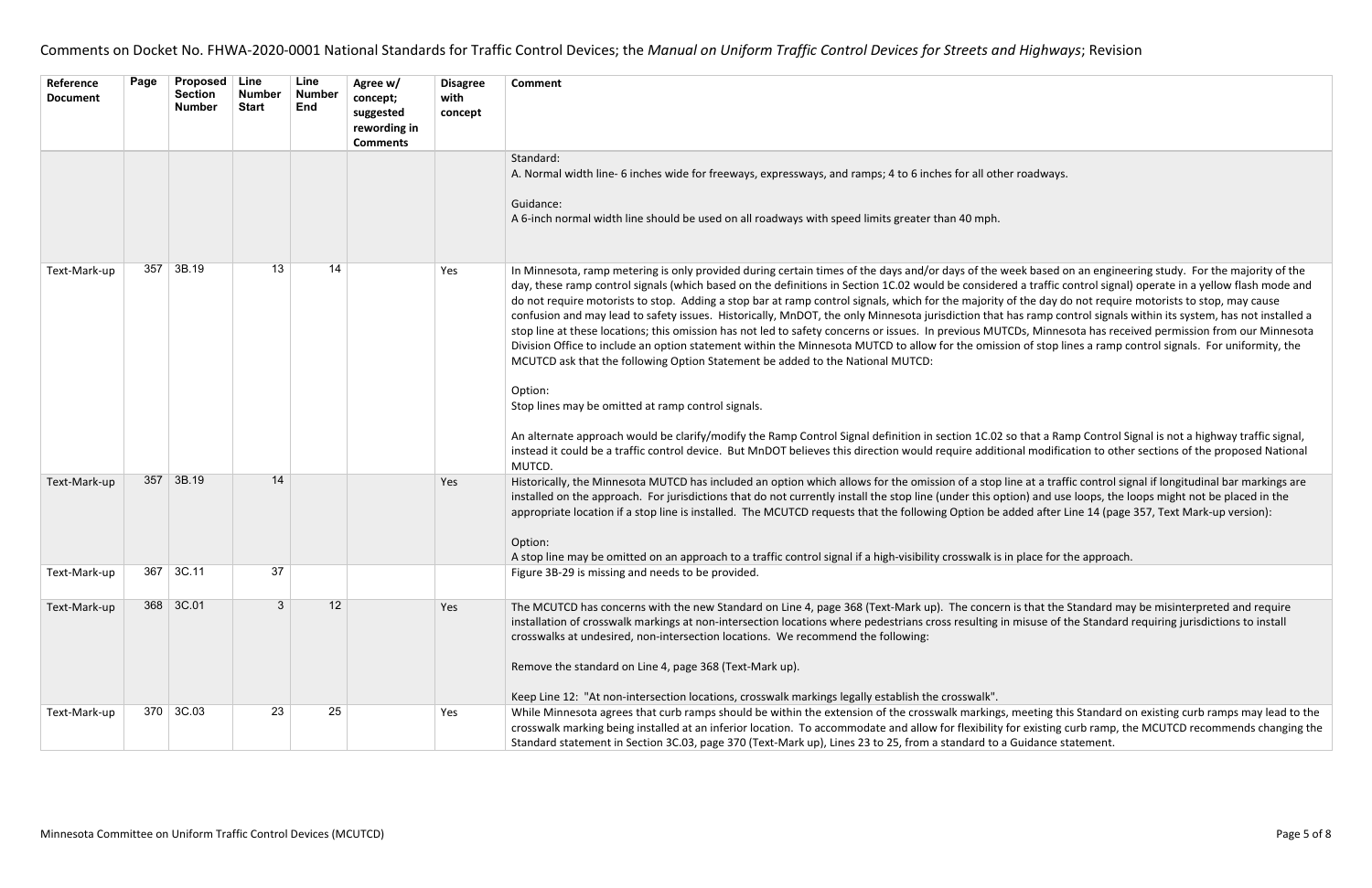Comments on Docket No. FHWA-2020-0001 National Standards for Traffic Control Devices; the *Manual on Uniform Traffic Control Devices for Streets and Highways*; Revision

| Reference Document | Page | Proposed Section Number | Line Number Start | Line Number End | Agree w/ concept; suggested rewording in Comments | Disagree with concept | Comment |
|---|---|---|---|---|---|---|---|
| | | | | | | | Standard:<br>A. Normal width line- 6 inches wide for freeways, expressways, and ramps; 4 to 6 inches for all other roadways.<br><br>Guidance:<br>A 6-inch normal width line should be used on all roadways with speed limits greater than 40 mph. |
| Text-Mark-up | 357 | 3B.19 | 13 | 14 | | Yes | In Minnesota, ramp metering is only provided during certain times of the days and/or days of the week based on an engineering study. For the majority of the day, these ramp control signals (which based on the definitions in Section 1C.02 would be considered a traffic control signal) operate in a yellow flash mode and do not require motorists to stop. Adding a stop bar at ramp control signals, which for the majority of the day do not require motorists to stop, may cause confusion and may lead to safety issues. Historically, MnDOT, the only Minnesota jurisdiction that has ramp control signals within its system, has not installed a stop line at these locations; this omission has not led to safety concerns or issues. In previous MUTCDs, Minnesota has received permission from our Minnesota Division Office to include an option statement within the Minnesota MUTCD to allow for the omission of stop lines a ramp control signals. For uniformity, the MCUTCD ask that the following Option Statement be added to the National MUTCD:<br><br>Option:<br>Stop lines may be omitted at ramp control signals.<br><br>An alternate approach would be clarify/modify the Ramp Control Signal definition in section 1C.02 so that a Ramp Control Signal is not a highway traffic signal, instead it could be a traffic control device. But MnDOT believes this direction would require additional modification to other sections of the proposed National MUTCD. |
| Text-Mark-up | 357 | 3B.19 | 14 | | | Yes | Historically, the Minnesota MUTCD has included an option which allows for the omission of a stop line at a traffic control signal if longitudinal bar markings are installed on the approach. For jurisdictions that do not currently install the stop line (under this option) and use loops, the loops might not be placed in the appropriate location if a stop line is installed. The MCUTCD requests that the following Option be added after Line 14 (page 357, Text Mark-up version):<br><br>Option:<br>A stop line may be omitted on an approach to a traffic control signal if a high-visibility crosswalk is in place for the approach. |
| Text-Mark-up | 367 | 3C.11 | 37 | | | | Figure 3B-29 is missing and needs to be provided. |
| Text-Mark-up | 368 | 3C.01 | 3 | 12 | | Yes | The MCUTCD has concerns with the new Standard on Line 4, page 368 (Text-Mark up). The concern is that the Standard may be misinterpreted and require installation of crosswalk markings at non-intersection locations where pedestrians cross resulting in misuse of the Standard requiring jurisdictions to install crosswalks at undesired, non-intersection locations. We recommend the following:<br><br>Remove the standard on Line 4, page 368 (Text-Mark up).<br><br>Keep Line 12: "At non-intersection locations, crosswalk markings legally establish the crosswalk". |
| Text-Mark-up | 370 | 3C.03 | 23 | 25 | | Yes | While Minnesota agrees that curb ramps should be within the extension of the crosswalk markings, meeting this Standard on existing curb ramps may lead to the crosswalk marking being installed at an inferior location. To accommodate and allow for flexibility for existing curb ramp, the MCUTCD recommends changing the Standard statement in Section 3C.03, page 370 (Text-Mark up), Lines 23 to 25, from a standard to a Guidance statement. |

Minnesota Committee on Uniform Traffic Control Devices (MCUTCD)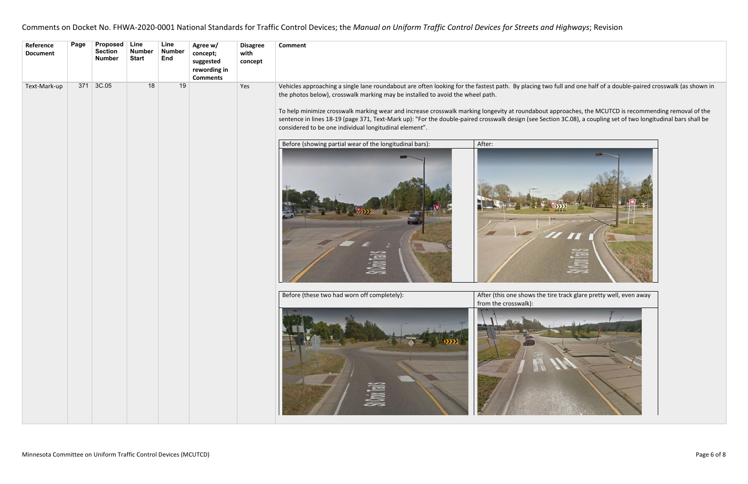Comments on Docket No. FHWA-2020-0001 National Standards for Traffic Control Devices; the *Manual on Uniform Traffic Control Devices for Streets and Highways*; Revision

| Reference Document | Page | Proposed Section Number | Line Number Start | Line Number End | Agree w/ concept; suggested rewording in Comments | Disagree with concept | Comment |
|---|---|---|---|---|---|---|---|
| Text-Mark-up | 371 | 3C.05 | 18 | 19 | | Yes | Vehicles approaching a single lane roundabout are often looking for the fastest path. By placing two full and one half of a double-paired crosswalk (as shown in the photos below), crosswalk marking may be installed to avoid the wheel path.<br><br>To help minimize crosswalk marking wear and increase crosswalk marking longevity at roundabout approaches, the MCUTCD is recommending removal of the sentence in lines 18-19 (page 371, Text-Mark up): "For the double-paired crosswalk design (see Section 3C.08), a coupling set of two longitudinal bars shall be considered to be one individual longitudinal element".<br><br>Before (showing partial wear of the longitudinal bars): / After:<br><br>Before (these two had worn off completely): / After (this one shows the tire track glare pretty well, even away from the crosswalk): |

Minnesota Committee on Uniform Traffic Control Devices (MCUTCD)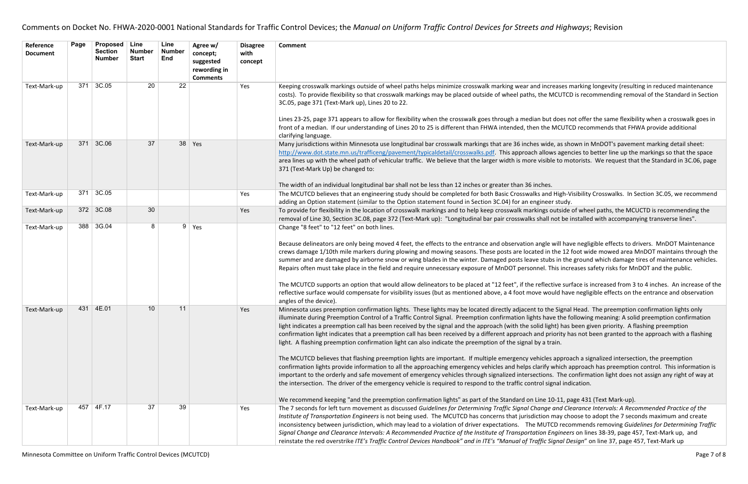# Comments on Docket No. FHWA-2020-0001 National Standards for Traffic Control Devices; the *Manual on Uniform Traffic Control Devices for Streets and Highways*; Revision

| Reference Document | Page | Proposed Section Number | Line Number Start | Line Number End | Agree w/ concept; suggested rewording in Comments | Disagree with concept | Comment |
|---|---|---|---|---|---|---|---|
| Text-Mark-up | 371 | 3C.05 | 20 | 22 | | Yes | Keeping crosswalk markings outside of wheel paths helps minimize crosswalk marking wear and increases marking longevity (resulting in reduced maintenance costs). To provide flexibility so that crosswalk markings may be placed outside of wheel paths, the MCUTCD is recommending removal of the Standard in Section 3C.05, page 371 (Text-Mark up), Lines 20 to 22.<br><br>Lines 23-25, page 371 appears to allow for flexibility when the crosswalk goes through a median but does not offer the same flexibility when a crosswalk goes in front of a median. If our understanding of Lines 20 to 25 is different than FHWA intended, then the MCUTCD recommends that FHWA provide additional clarifying language. |
| Text-Mark-up | 371 | 3C.06 | 37 | 38 | Yes | | Many jurisdictions within Minnesota use longitudinal bar crosswalk markings that are 36 inches wide, as shown in MnDOT's pavement marking detail sheet: http://www.dot.state.mn.us/trafficeng/pavement/typicaldetail/crosswalks.pdf. This approach allows agencies to better line up the markings so that the space area lines up with the wheel path of vehicular traffic. We believe that the larger width is more visible to motorists. We request that the Standard in 3C.06, page 371 (Text-Mark Up) be changed to:<br><br>The width of an individual longitudinal bar shall not be less than 12 inches or greater than 36 inches. |
| Text-Mark-up | 371 | 3C.05 | | | | Yes | The MCUTCD believes that an engineering study should be completed for both Basic Crosswalks and High-Visibility Crosswalks. In Section 3C.05, we recommend adding an Option statement (similar to the Option statement found in Section 3C.04) for an engineer study. |
| Text-Mark-up | 372 | 3C.08 | 30 | | | Yes | To provide for flexibility in the location of crosswalk markings and to help keep crosswalk markings outside of wheel paths, the MCUTCD is recommending the removal of Line 30, Section 3C.08, page 372 (Text-Mark up): "Longitudinal bar pair crosswalks shall not be installed with accompanying transverse lines". |
| Text-Mark-up | 388 | 3G.04 | 8 | 9 | Yes | | Change "8 feet" to "12 feet" on both lines.<br><br>Because delineators are only being moved 4 feet, the effects to the entrance and observation angle will have negligible effects to drivers. MnDOT Maintenance crews damage 1/10th mile markers during plowing and mowing seasons. These posts are located in the 12 foot wide mowed area MnDOT maintains through the summer and are damaged by airborne snow or wing blades in the winter. Damaged posts leave stubs in the ground which damage tires of maintenance vehicles. Repairs often must take place in the field and require unnecessary exposure of MnDOT personnel. This increases safety risks for MnDOT and the public.<br><br>The MCUTCD supports an option that would allow delineators to be placed at "12 feet", if the reflective surface is increased from 3 to 4 inches. An increase of the reflective surface would compensate for visibility issues (but as mentioned above, a 4 foot move would have negligible effects on the entrance and observation angles of the device). |
| Text-Mark-up | 431 | 4E.01 | 10 | 11 | | Yes | Minnesota uses preemption confirmation lights. These lights may be located directly adjacent to the Signal Head. The preemption confirmation lights only illuminate during Preemption Control of a Traffic Control Signal. Preemption confirmation lights have the following meaning: A solid preemption confirmation light indicates a preemption call has been received by the signal and the approach (with the solid light) has been given priority. A flashing preemption confirmation light indicates that a preemption call has been received by a different approach and priority has not been granted to the approach with a flashing light. A flashing preemption confirmation light can also indicate the preemption of the signal by a train.<br><br>The MCUTCD believes that flashing preemption lights are important. If multiple emergency vehicles approach a signalized intersection, the preemption confirmation lights provide information to all the approaching emergency vehicles and helps clarify which approach has preemption control. This information is important to the orderly and safe movement of emergency vehicles through signalized intersections. The confirmation light does not assign any right of way at the intersection. The driver of the emergency vehicle is required to respond to the traffic control signal indication.<br><br>We recommend keeping "and the preemption confirmation lights" as part of the Standard on Line 10-11, page 431 (Text Mark-up). |
| Text-Mark-up | 457 | 4F.17 | 37 | 39 | | Yes | The 7 seconds for left turn movement as discussed *Guidelines for Determining Traffic Signal Change and Clearance Intervals: A Recommended Practice of the Institute of Transportation Engineers* is not being used. The MCUTCD has concerns that jurisdiction may choose to adopt the 7 seconds maximum and create inconsistency between jurisdiction, which may lead to a violation of driver expectations. The MUTCD recommends removing *Guidelines for Determining Traffic Signal Change and Clearance Intervals: A Recommended Practice of the Institute of Transportation Engineers* on lines 38-39, page 457, Text-Mark up, and reinstate the red overstrike *ITE's Traffic Control Devices Handbook" and in ITE's "Manual of Traffic Signal Design*" on line 37, page 457, Text-Mark up |

Minnesota Committee on Uniform Traffic Control Devices (MCUTCD)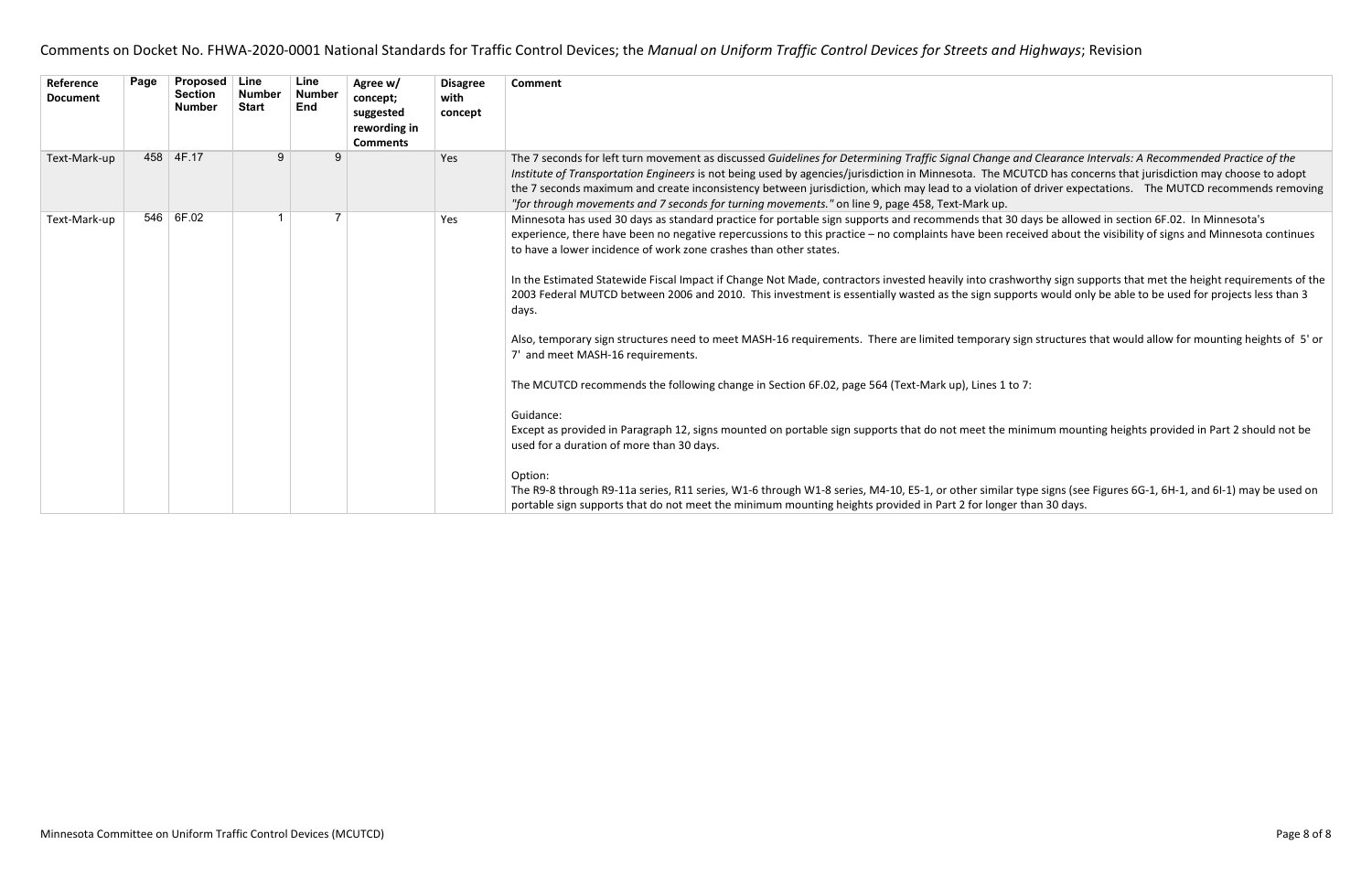Comments on Docket No. FHWA-2020-0001 National Standards for Traffic Control Devices; the *Manual on Uniform Traffic Control Devices for Streets and Highways*; Revision

| Reference Document | Page | Proposed Section Number | Line Number Start | Line Number End | Agree w/ concept; suggested rewording in Comments | Disagree with concept | Comment |
|---|---|---|---|---|---|---|---|
| Text-Mark-up | 458 | 4F.17 | 9 | 9 | | Yes | The 7 seconds for left turn movement as discussed *Guidelines for Determining Traffic Signal Change and Clearance Intervals: A Recommended Practice of the Institute of Transportation Engineers* is not being used by agencies/jurisdiction in Minnesota. The MCUTCD has concerns that jurisdiction may choose to adopt the 7 seconds maximum and create inconsistency between jurisdiction, which may lead to a violation of driver expectations. The MUTCD recommends removing *"for through movements and 7 seconds for turning movements."* on line 9, page 458, Text-Mark up. |
| Text-Mark-up | 546 | 6F.02 | 1 | 7 | | Yes | Minnesota has used 30 days as standard practice for portable sign supports and recommends that 30 days be allowed in section 6F.02. In Minnesota's experience, there have been no negative repercussions to this practice – no complaints have been received about the visibility of signs and Minnesota continues to have a lower incidence of work zone crashes than other states.<br><br>In the Estimated Statewide Fiscal Impact if Change Not Made, contractors invested heavily into crashworthy sign supports that met the height requirements of the 2003 Federal MUTCD between 2006 and 2010. This investment is essentially wasted as the sign supports would only be able to be used for projects less than 3 days.<br><br>Also, temporary sign structures need to meet MASH-16 requirements. There are limited temporary sign structures that would allow for mounting heights of 5' or 7' and meet MASH-16 requirements.<br><br>The MCUTCD recommends the following change in Section 6F.02, page 564 (Text-Mark up), Lines 1 to 7:<br><br>Guidance:<br>Except as provided in Paragraph 12, signs mounted on portable sign supports that do not meet the minimum mounting heights provided in Part 2 should not be used for a duration of more than 30 days.<br><br>Option:<br>The R9-8 through R9-11a series, R11 series, W1-6 through W1-8 series, M4-10, E5-1, or other similar type signs (see Figures 6G-1, 6H-1, and 6I-1) may be used on portable sign supports that do not meet the minimum mounting heights provided in Part 2 for longer than 30 days. |

Minnesota Committee on Uniform Traffic Control Devices (MCUTCD)